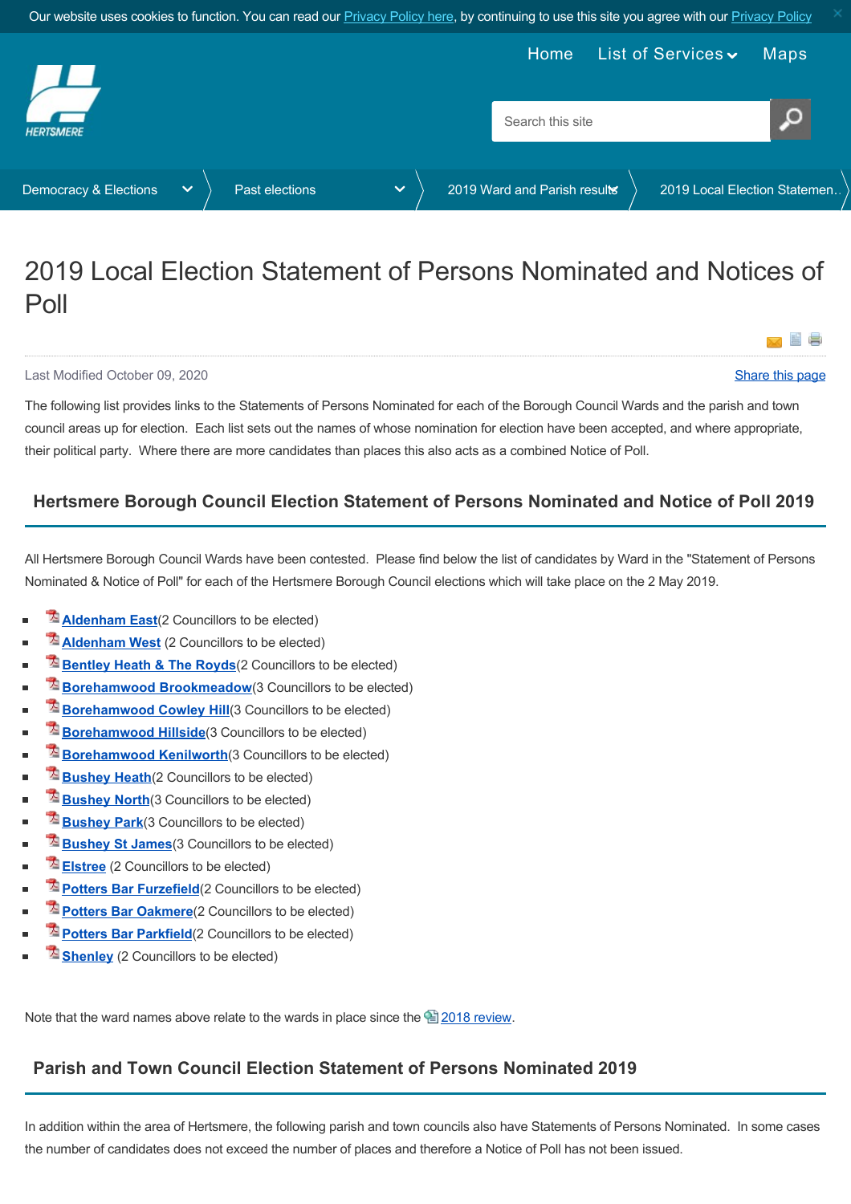Our website uses cookies to function. You can read our Privacy Policy here, by continuing to use this site you agree with our Privacy Policy

Home List of Services Maps

Search this site

Democracy & Elections > Past elections > 2019 Ward and Parish results > 2019 Local Election Statemen...

# 2019 Local Election Statement of Persons Nominated and Notices of Poll

Last Modified October 09, 2020

Share this page

The following list provides links to the Statements of Persons Nominated for each of the Borough Council Wards and the parish and town council areas up for election. Each list sets out the names of whose nomination for election have been accepted, and where appropriate, their political party. Where there are more candidates than places this also acts as a combined Notice of Poll.

## Hertsmere Borough Council Election Statement of Persons Nominated and Notice of Poll 2019

All Hertsmere Borough Council Wards have been contested. Please find below the list of candidates by Ward in the "Statement of Persons Nominated & Notice of Poll" for each of the Hertsmere Borough Council elections which will take place on the 2 May 2019.

- **Aldenham East**(2 Councillors to be elected)
- **Aldenham West** (2 Councillors to be elected)
- **Bentley Heath & The Royds**(2 Councillors to be elected)
- **Borehamwood Brookmeadow**(3 Councillors to be elected)
- **Borehamwood Cowley Hill**(3 Councillors to be elected)
- **Borehamwood Hillside**(3 Councillors to be elected)
- **Borehamwood Kenilworth**(3 Councillors to be elected)
- **Bushey Heath**(2 Councillors to be elected)
- **Bushey North**(3 Councillors to be elected)
- **Bushey Park**(3 Councillors to be elected)
- **Bushey St James**(3 Councillors to be elected)
- **Elstree** (2 Councillors to be elected)
- **Potters Bar Furzefield**(2 Councillors to be elected)
- **Potters Bar Oakmere**(2 Councillors to be elected)
- **Potters Bar Parkfield**(2 Councillors to be elected)
- **Shenley** (2 Councillors to be elected)

Note that the ward names above relate to the wards in place since the 2018 review.

## Parish and Town Council Election Statement of Persons Nominated 2019

In addition within the area of Hertsmere, the following parish and town councils also have Statements of Persons Nominated. In some cases the number of candidates does not exceed the number of places and therefore a Notice of Poll has not been issued.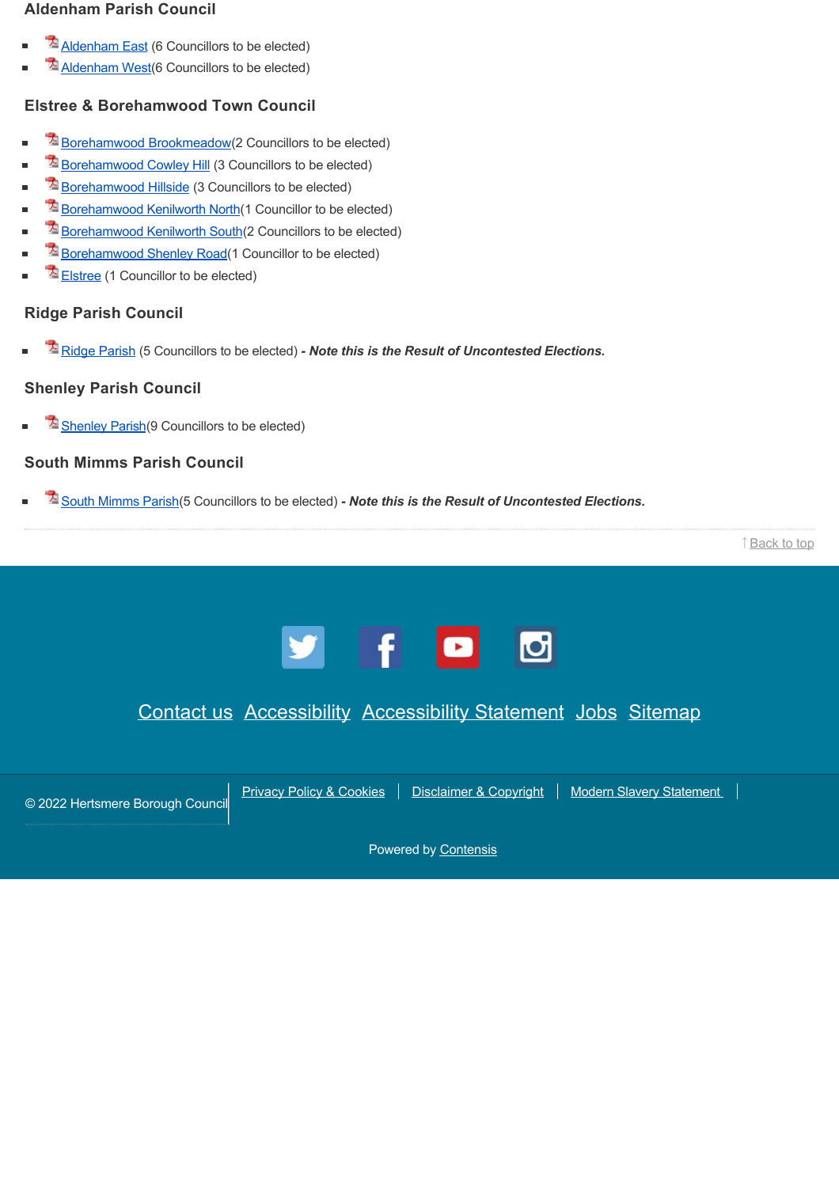### Aldenham Parish Council

- Aldenham East (6 Councillors to be elected)
- Aldenham West(6 Councillors to be elected)

### Elstree & Borehamwood Town Council

- Borehamwood Brookmeadow(2 Councillors to be elected)
- Borehamwood Cowley Hill (3 Councillors to be elected)
- Borehamwood Hillside (3 Councillors to be elected)
- Borehamwood Kenilworth North(1 Councillor to be elected)
- Borehamwood Kenilworth South(2 Councillors to be elected)
- Borehamwood Shenley Road(1 Councillor to be elected)
- Elstree (1 Councillor to be elected)

### Ridge Parish Council

- Ridge Parish (5 Councillors to be elected) ***- Note this is the Result of Uncontested Elections.***

### Shenley Parish Council

- Shenley Parish(9 Councillors to be elected)

### South Mimms Parish Council

- South Mimms Parish(5 Councillors to be elected) ***- Note this is the Result of Uncontested Elections.***

↑ Back to top

Contact us Accessibility Accessibility Statement Jobs Sitemap

© 2022 Hertsmere Borough Council | Privacy Policy & Cookies | Disclaimer & Copyright | Modern Slavery Statement |

Powered by Contensis